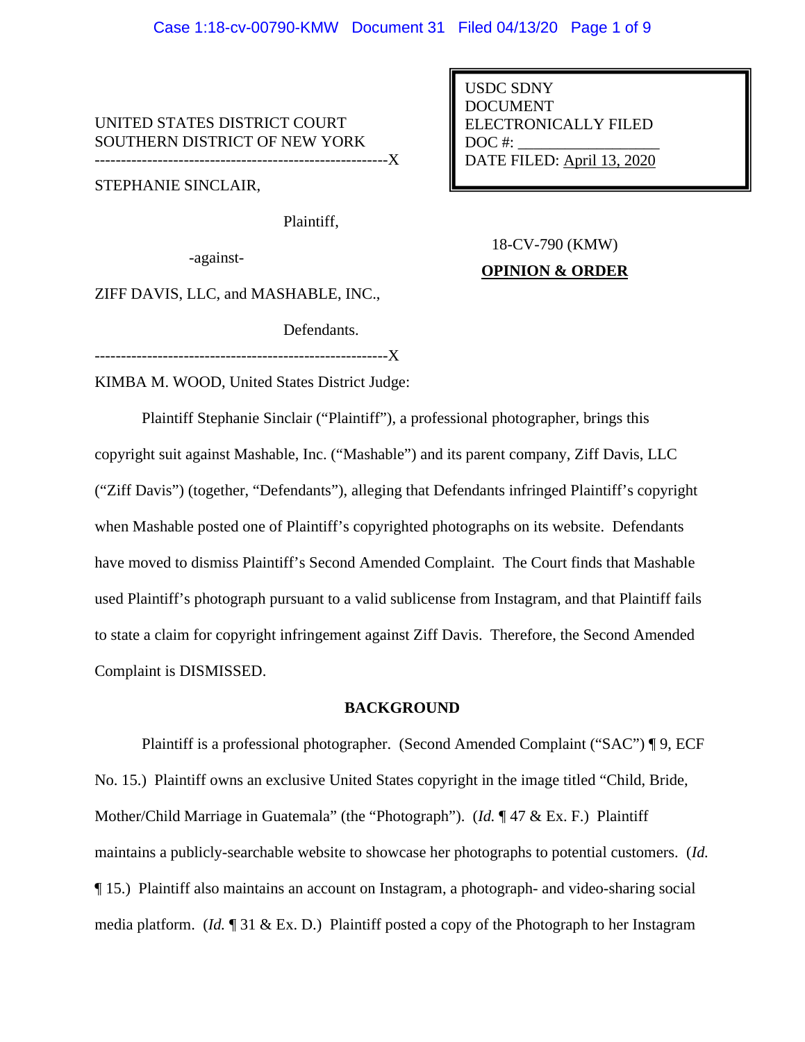UNITED STATES DISTRICT COURT
SOUTHERN DISTRICT OF NEW YORK
--------------------------------------------------------X

USDC SDNY
DOCUMENT
ELECTRONICALLY FILED
DOC #: ___________________
DATE FILED: April 13, 2020

STEPHANIE SINCLAIR,

Plaintiff,

-against-

ZIFF DAVIS, LLC, and MASHABLE, INC.,

Defendants.

--------------------------------------------------------X

18-CV-790 (KMW)

**OPINION & ORDER**

KIMBA M. WOOD, United States District Judge:

Plaintiff Stephanie Sinclair ("Plaintiff"), a professional photographer, brings this copyright suit against Mashable, Inc. ("Mashable") and its parent company, Ziff Davis, LLC ("Ziff Davis") (together, "Defendants"), alleging that Defendants infringed Plaintiff's copyright when Mashable posted one of Plaintiff's copyrighted photographs on its website. Defendants have moved to dismiss Plaintiff's Second Amended Complaint. The Court finds that Mashable used Plaintiff's photograph pursuant to a valid sublicense from Instagram, and that Plaintiff fails to state a claim for copyright infringement against Ziff Davis. Therefore, the Second Amended Complaint is DISMISSED.

**BACKGROUND**

Plaintiff is a professional photographer. (Second Amended Complaint ("SAC") ¶ 9, ECF No. 15.) Plaintiff owns an exclusive United States copyright in the image titled "Child, Bride, Mother/Child Marriage in Guatemala" (the "Photograph"). (*Id.* ¶ 47 & Ex. F.) Plaintiff maintains a publicly-searchable website to showcase her photographs to potential customers. (*Id.* ¶ 15.) Plaintiff also maintains an account on Instagram, a photograph- and video-sharing social media platform. (*Id.* ¶ 31 & Ex. D.) Plaintiff posted a copy of the Photograph to her Instagram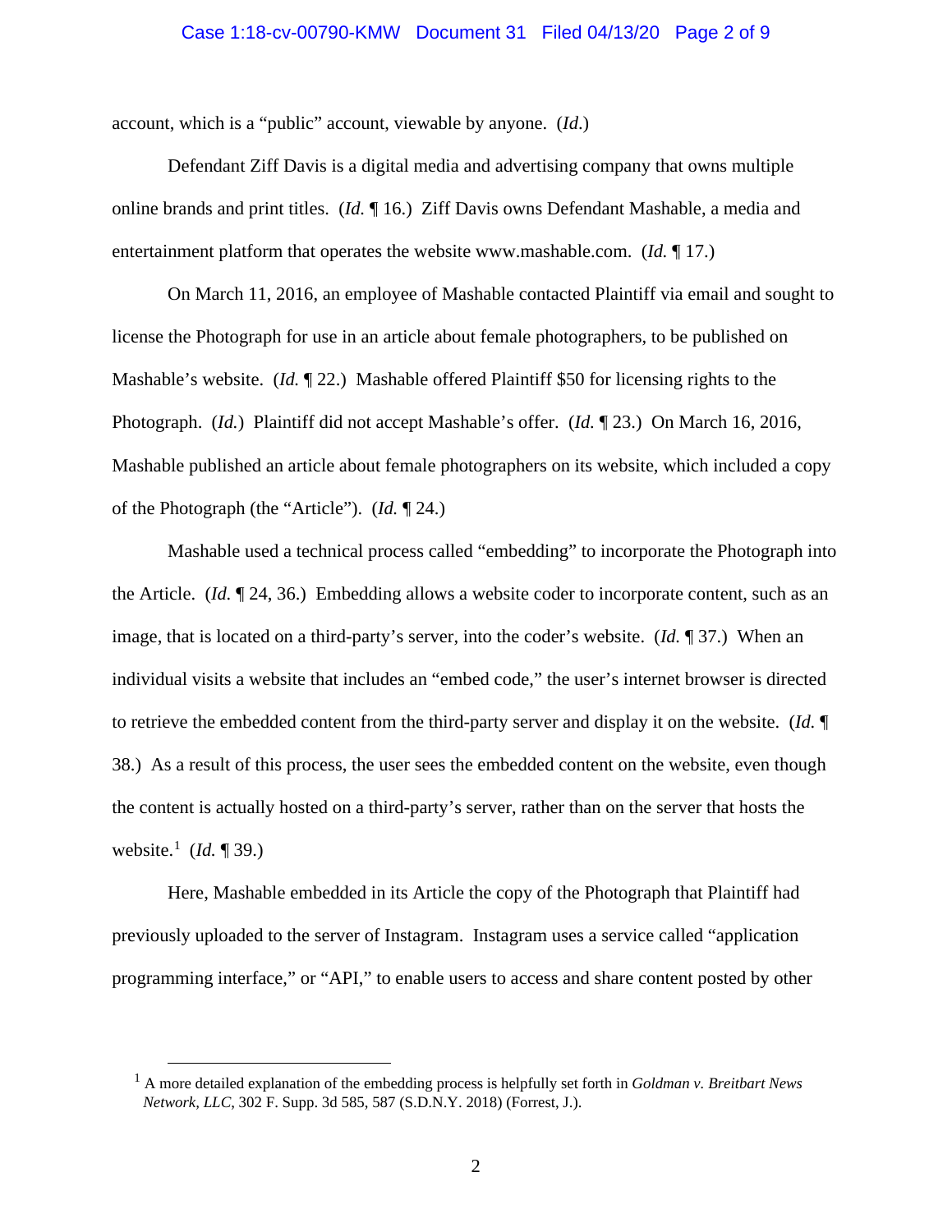account, which is a "public" account, viewable by anyone. (*Id*.)

Defendant Ziff Davis is a digital media and advertising company that owns multiple online brands and print titles. (*Id.* ¶ 16.) Ziff Davis owns Defendant Mashable, a media and entertainment platform that operates the website www.mashable.com. (*Id.* ¶ 17.)

On March 11, 2016, an employee of Mashable contacted Plaintiff via email and sought to license the Photograph for use in an article about female photographers, to be published on Mashable's website. (*Id.* ¶ 22.) Mashable offered Plaintiff $50 for licensing rights to the Photograph. (*Id.*) Plaintiff did not accept Mashable's offer. (*Id.* ¶ 23.) On March 16, 2016, Mashable published an article about female photographers on its website, which included a copy of the Photograph (the "Article"). (*Id.* ¶ 24.)

Mashable used a technical process called "embedding" to incorporate the Photograph into the Article. (*Id.* ¶ 24, 36.) Embedding allows a website coder to incorporate content, such as an image, that is located on a third-party's server, into the coder's website. (*Id.* ¶ 37.) When an individual visits a website that includes an "embed code," the user's internet browser is directed to retrieve the embedded content from the third-party server and display it on the website. (*Id.* ¶ 38.) As a result of this process, the user sees the embedded content on the website, even though the content is actually hosted on a third-party's server, rather than on the server that hosts the website.[1] (*Id.* ¶ 39.)

Here, Mashable embedded in its Article the copy of the Photograph that Plaintiff had previously uploaded to the server of Instagram. Instagram uses a service called "application programming interface," or "API," to enable users to access and share content posted by other

---

[1] A more detailed explanation of the embedding process is helpfully set forth in *Goldman v. Breitbart News Network, LLC*, 302 F. Supp. 3d 585, 587 (S.D.N.Y. 2018) (Forrest, J.).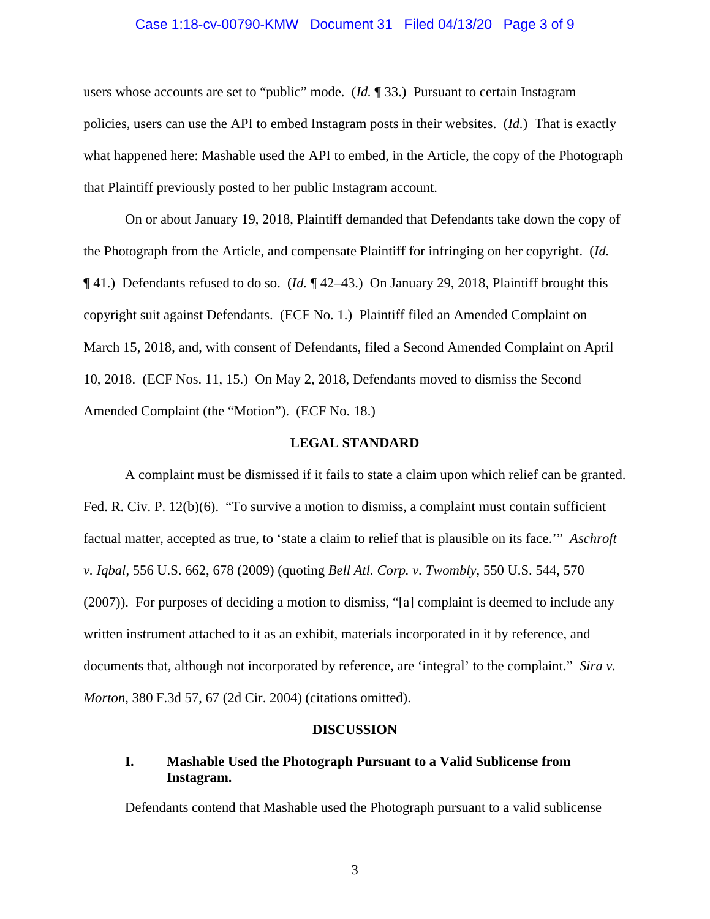users whose accounts are set to "public" mode. (*Id.* ¶ 33.) Pursuant to certain Instagram policies, users can use the API to embed Instagram posts in their websites. (*Id.*) That is exactly what happened here: Mashable used the API to embed, in the Article, the copy of the Photograph that Plaintiff previously posted to her public Instagram account.

On or about January 19, 2018, Plaintiff demanded that Defendants take down the copy of the Photograph from the Article, and compensate Plaintiff for infringing on her copyright. (*Id.* ¶ 41.) Defendants refused to do so. (*Id.* ¶ 42–43.) On January 29, 2018, Plaintiff brought this copyright suit against Defendants. (ECF No. 1.) Plaintiff filed an Amended Complaint on March 15, 2018, and, with consent of Defendants, filed a Second Amended Complaint on April 10, 2018. (ECF Nos. 11, 15.) On May 2, 2018, Defendants moved to dismiss the Second Amended Complaint (the "Motion"). (ECF No. 18.)

## LEGAL STANDARD

A complaint must be dismissed if it fails to state a claim upon which relief can be granted. Fed. R. Civ. P. 12(b)(6). "To survive a motion to dismiss, a complaint must contain sufficient factual matter, accepted as true, to 'state a claim to relief that is plausible on its face.'" *Ashcroft v. Iqbal*, 556 U.S. 662, 678 (2009) (quoting *Bell Atl. Corp. v. Twombly*, 550 U.S. 544, 570 (2007)). For purposes of deciding a motion to dismiss, "[a] complaint is deemed to include any written instrument attached to it as an exhibit, materials incorporated in it by reference, and documents that, although not incorporated by reference, are 'integral' to the complaint." *Sira v. Morton*, 380 F.3d 57, 67 (2d Cir. 2004) (citations omitted).

## DISCUSSION

### I. Mashable Used the Photograph Pursuant to a Valid Sublicense from Instagram.

Defendants contend that Mashable used the Photograph pursuant to a valid sublicense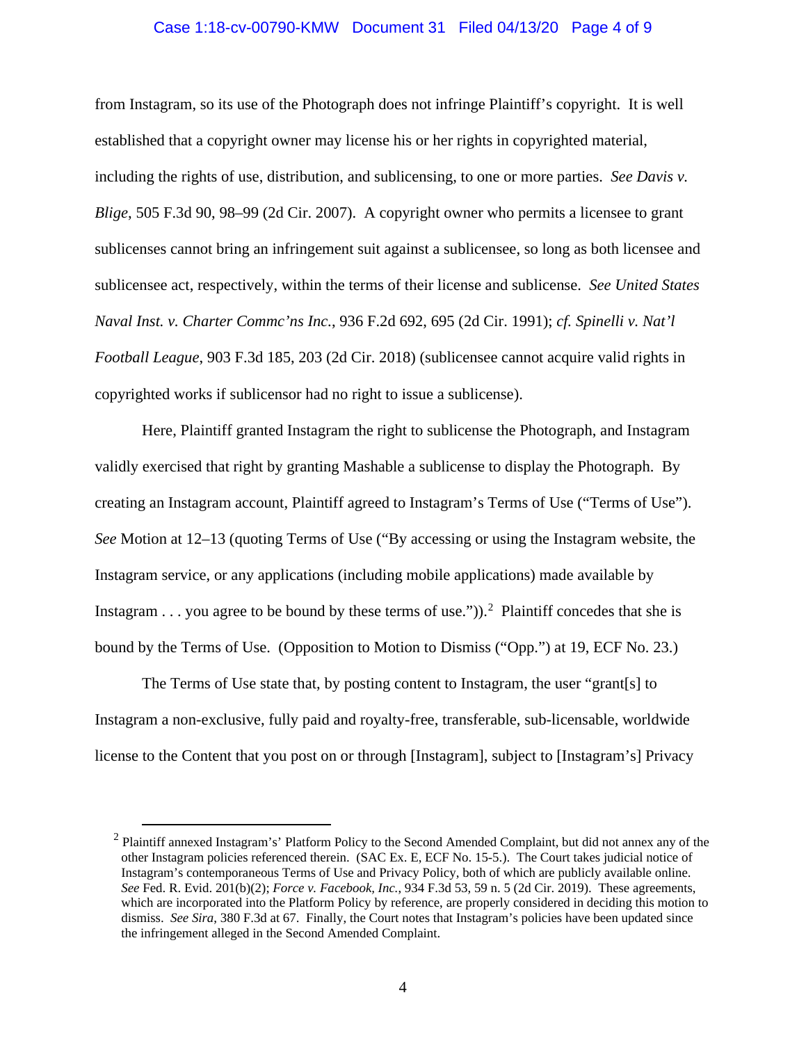from Instagram, so its use of the Photograph does not infringe Plaintiff's copyright. It is well established that a copyright owner may license his or her rights in copyrighted material, including the rights of use, distribution, and sublicensing, to one or more parties. *See Davis v. Blige*, 505 F.3d 90, 98–99 (2d Cir. 2007). A copyright owner who permits a licensee to grant sublicenses cannot bring an infringement suit against a sublicensee, so long as both licensee and sublicensee act, respectively, within the terms of their license and sublicense. *See United States Naval Inst. v. Charter Commc'ns Inc.*, 936 F.2d 692, 695 (2d Cir. 1991); *cf. Spinelli v. Nat'l Football League*, 903 F.3d 185, 203 (2d Cir. 2018) (sublicensee cannot acquire valid rights in copyrighted works if sublicensor had no right to issue a sublicense).

Here, Plaintiff granted Instagram the right to sublicense the Photograph, and Instagram validly exercised that right by granting Mashable a sublicense to display the Photograph. By creating an Instagram account, Plaintiff agreed to Instagram's Terms of Use ("Terms of Use"). *See* Motion at 12–13 (quoting Terms of Use ("By accessing or using the Instagram website, the Instagram service, or any applications (including mobile applications) made available by Instagram . . . you agree to be bound by these terms of use.")).[2] Plaintiff concedes that she is bound by the Terms of Use. (Opposition to Motion to Dismiss ("Opp.") at 19, ECF No. 23.)

The Terms of Use state that, by posting content to Instagram, the user "grant[s] to Instagram a non-exclusive, fully paid and royalty-free, transferable, sub-licensable, worldwide license to the Content that you post on or through [Instagram], subject to [Instagram's] Privacy

[2] Plaintiff annexed Instagram's' Platform Policy to the Second Amended Complaint, but did not annex any of the other Instagram policies referenced therein. (SAC Ex. E, ECF No. 15-5.). The Court takes judicial notice of Instagram's contemporaneous Terms of Use and Privacy Policy, both of which are publicly available online. *See* Fed. R. Evid. 201(b)(2); *Force v. Facebook, Inc.*, 934 F.3d 53, 59 n. 5 (2d Cir. 2019). These agreements, which are incorporated into the Platform Policy by reference, are properly considered in deciding this motion to dismiss. *See Sira*, 380 F.3d at 67. Finally, the Court notes that Instagram's policies have been updated since the infringement alleged in the Second Amended Complaint.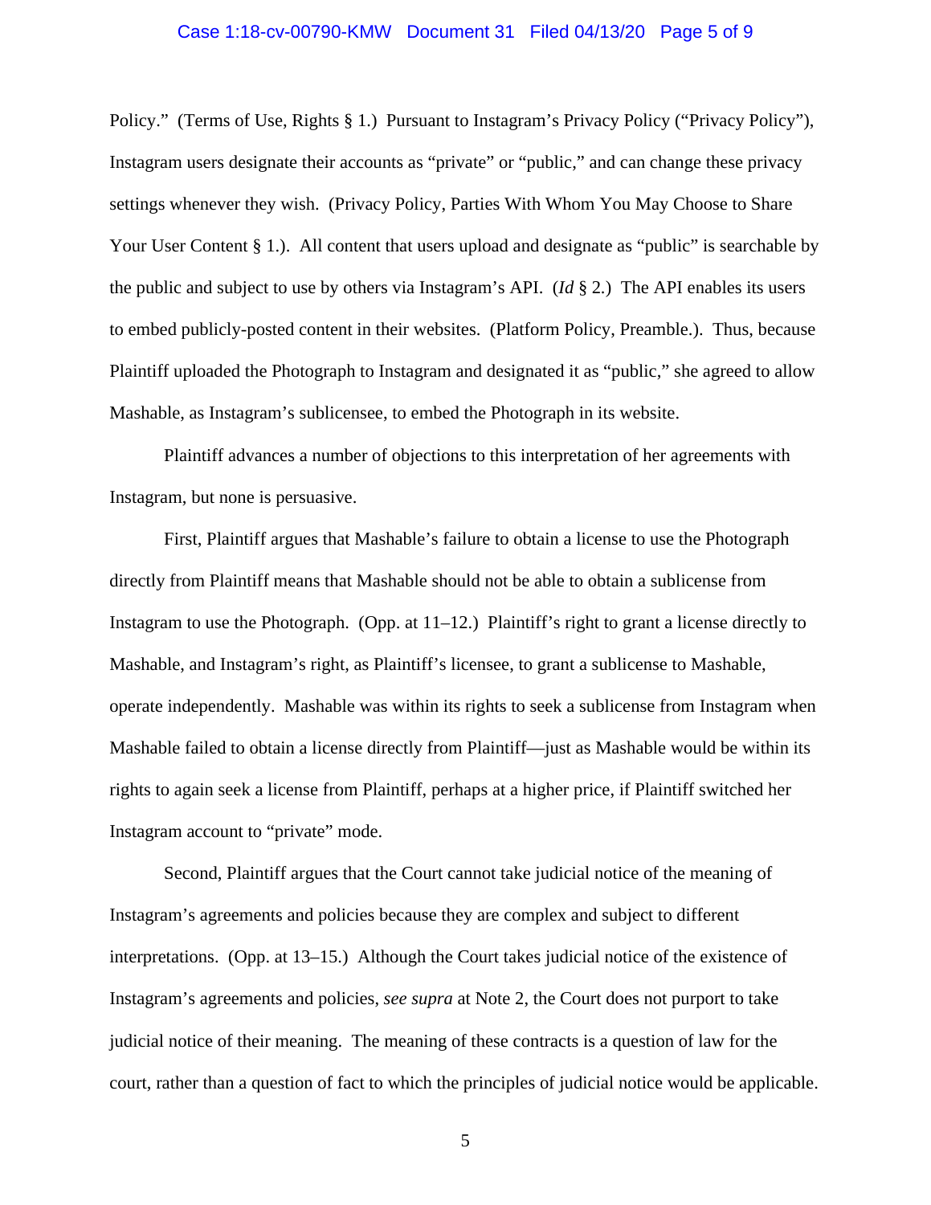Policy." (Terms of Use, Rights § 1.) Pursuant to Instagram's Privacy Policy ("Privacy Policy"), Instagram users designate their accounts as "private" or "public," and can change these privacy settings whenever they wish. (Privacy Policy, Parties With Whom You May Choose to Share Your User Content § 1.). All content that users upload and designate as "public" is searchable by the public and subject to use by others via Instagram's API. (*Id* § 2.) The API enables its users to embed publicly-posted content in their websites. (Platform Policy, Preamble.). Thus, because Plaintiff uploaded the Photograph to Instagram and designated it as "public," she agreed to allow Mashable, as Instagram's sublicensee, to embed the Photograph in its website.

Plaintiff advances a number of objections to this interpretation of her agreements with Instagram, but none is persuasive.

First, Plaintiff argues that Mashable's failure to obtain a license to use the Photograph directly from Plaintiff means that Mashable should not be able to obtain a sublicense from Instagram to use the Photograph. (Opp. at 11–12.) Plaintiff's right to grant a license directly to Mashable, and Instagram's right, as Plaintiff's licensee, to grant a sublicense to Mashable, operate independently. Mashable was within its rights to seek a sublicense from Instagram when Mashable failed to obtain a license directly from Plaintiff—just as Mashable would be within its rights to again seek a license from Plaintiff, perhaps at a higher price, if Plaintiff switched her Instagram account to "private" mode.

Second, Plaintiff argues that the Court cannot take judicial notice of the meaning of Instagram's agreements and policies because they are complex and subject to different interpretations. (Opp. at 13–15.) Although the Court takes judicial notice of the existence of Instagram's agreements and policies, *see supra* at Note 2, the Court does not purport to take judicial notice of their meaning. The meaning of these contracts is a question of law for the court, rather than a question of fact to which the principles of judicial notice would be applicable.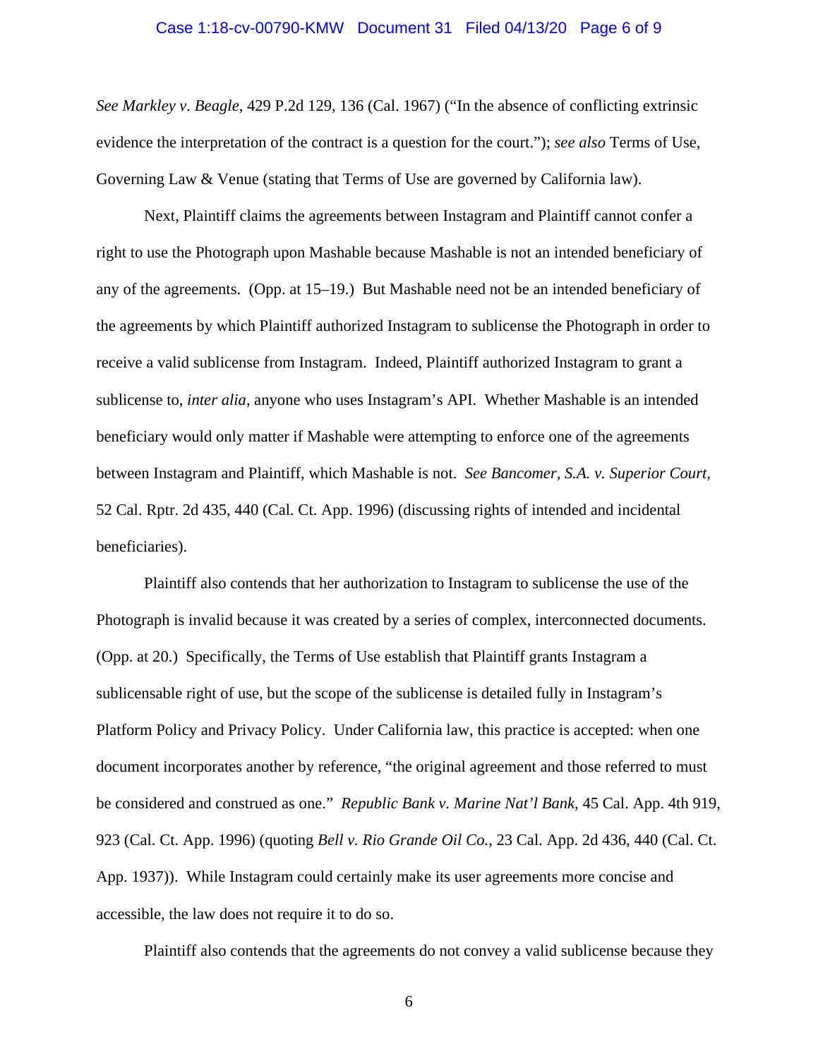*See Markley v. Beagle*, 429 P.2d 129, 136 (Cal. 1967) ("In the absence of conflicting extrinsic evidence the interpretation of the contract is a question for the court."); *see also* Terms of Use, Governing Law & Venue (stating that Terms of Use are governed by California law).

Next, Plaintiff claims the agreements between Instagram and Plaintiff cannot confer a right to use the Photograph upon Mashable because Mashable is not an intended beneficiary of any of the agreements. (Opp. at 15–19.) But Mashable need not be an intended beneficiary of the agreements by which Plaintiff authorized Instagram to sublicense the Photograph in order to receive a valid sublicense from Instagram. Indeed, Plaintiff authorized Instagram to grant a sublicense to, *inter alia*, anyone who uses Instagram's API. Whether Mashable is an intended beneficiary would only matter if Mashable were attempting to enforce one of the agreements between Instagram and Plaintiff, which Mashable is not. *See Bancomer, S.A. v. Superior Court*, 52 Cal. Rptr. 2d 435, 440 (Cal. Ct. App. 1996) (discussing rights of intended and incidental beneficiaries).

Plaintiff also contends that her authorization to Instagram to sublicense the use of the Photograph is invalid because it was created by a series of complex, interconnected documents. (Opp. at 20.) Specifically, the Terms of Use establish that Plaintiff grants Instagram a sublicensable right of use, but the scope of the sublicense is detailed fully in Instagram's Platform Policy and Privacy Policy. Under California law, this practice is accepted: when one document incorporates another by reference, "the original agreement and those referred to must be considered and construed as one." *Republic Bank v. Marine Nat'l Bank*, 45 Cal. App. 4th 919, 923 (Cal. Ct. App. 1996) (quoting *Bell v. Rio Grande Oil Co.*, 23 Cal. App. 2d 436, 440 (Cal. Ct. App. 1937)). While Instagram could certainly make its user agreements more concise and accessible, the law does not require it to do so.

Plaintiff also contends that the agreements do not convey a valid sublicense because they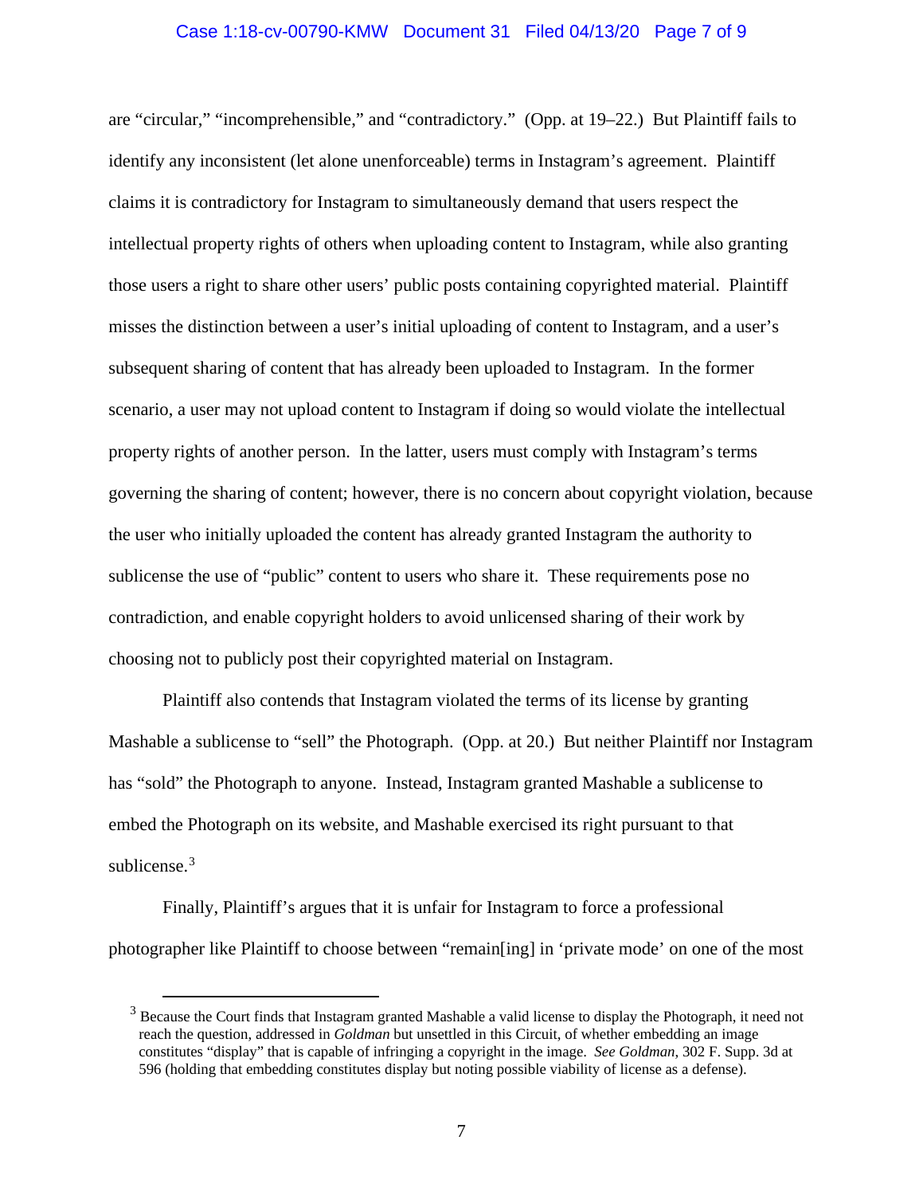are "circular," "incomprehensible," and "contradictory." (Opp. at 19–22.) But Plaintiff fails to identify any inconsistent (let alone unenforceable) terms in Instagram's agreement. Plaintiff claims it is contradictory for Instagram to simultaneously demand that users respect the intellectual property rights of others when uploading content to Instagram, while also granting those users a right to share other users' public posts containing copyrighted material. Plaintiff misses the distinction between a user's initial uploading of content to Instagram, and a user's subsequent sharing of content that has already been uploaded to Instagram. In the former scenario, a user may not upload content to Instagram if doing so would violate the intellectual property rights of another person. In the latter, users must comply with Instagram's terms governing the sharing of content; however, there is no concern about copyright violation, because the user who initially uploaded the content has already granted Instagram the authority to sublicense the use of "public" content to users who share it. These requirements pose no contradiction, and enable copyright holders to avoid unlicensed sharing of their work by choosing not to publicly post their copyrighted material on Instagram.

Plaintiff also contends that Instagram violated the terms of its license by granting Mashable a sublicense to "sell" the Photograph. (Opp. at 20.) But neither Plaintiff nor Instagram has "sold" the Photograph to anyone. Instead, Instagram granted Mashable a sublicense to embed the Photograph on its website, and Mashable exercised its right pursuant to that sublicense.[3]

Finally, Plaintiff's argues that it is unfair for Instagram to force a professional photographer like Plaintiff to choose between "remain[ing] in 'private mode' on one of the most

---

[3] Because the Court finds that Instagram granted Mashable a valid license to display the Photograph, it need not reach the question, addressed in *Goldman* but unsettled in this Circuit, of whether embedding an image constitutes "display" that is capable of infringing a copyright in the image. *See Goldman*, 302 F. Supp. 3d at 596 (holding that embedding constitutes display but noting possible viability of license as a defense).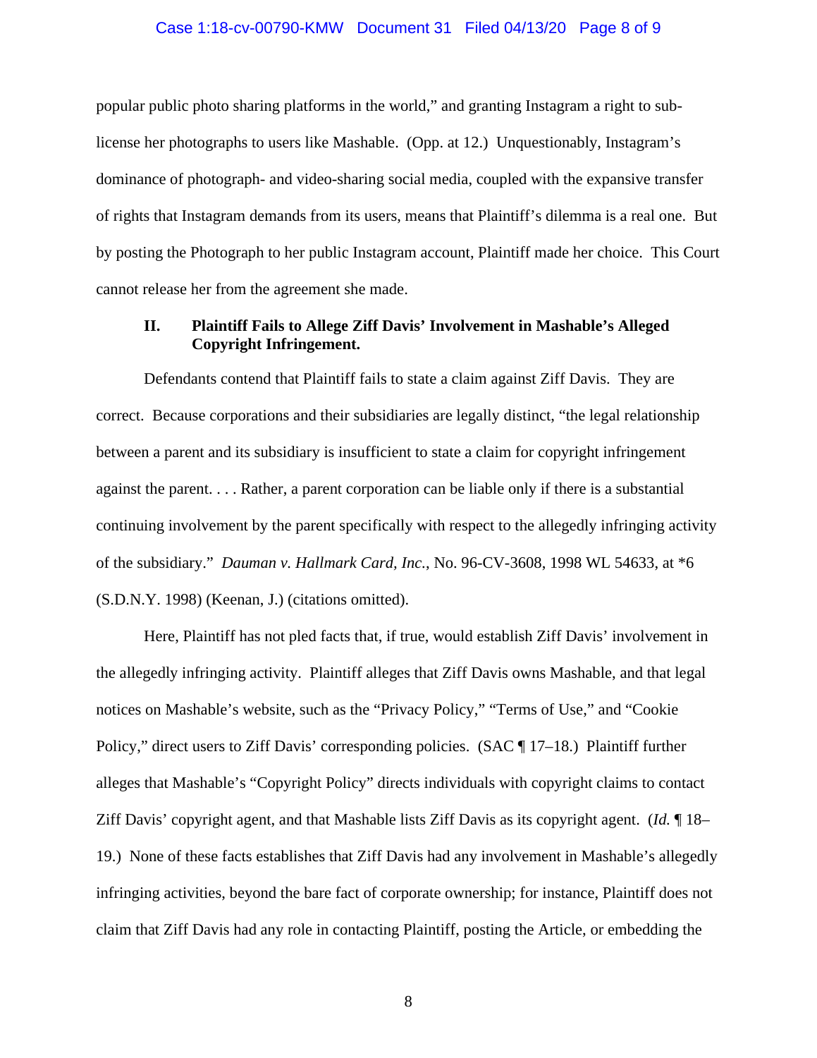popular public photo sharing platforms in the world," and granting Instagram a right to sub-license her photographs to users like Mashable. (Opp. at 12.) Unquestionably, Instagram's dominance of photograph- and video-sharing social media, coupled with the expansive transfer of rights that Instagram demands from its users, means that Plaintiff's dilemma is a real one. But by posting the Photograph to her public Instagram account, Plaintiff made her choice. This Court cannot release her from the agreement she made.

## II. Plaintiff Fails to Allege Ziff Davis' Involvement in Mashable's Alleged Copyright Infringement.

Defendants contend that Plaintiff fails to state a claim against Ziff Davis. They are correct. Because corporations and their subsidiaries are legally distinct, "the legal relationship between a parent and its subsidiary is insufficient to state a claim for copyright infringement against the parent. . . . Rather, a parent corporation can be liable only if there is a substantial continuing involvement by the parent specifically with respect to the allegedly infringing activity of the subsidiary." *Dauman v. Hallmark Card, Inc.*, No. 96-CV-3608, 1998 WL 54633, at *6 (S.D.N.Y. 1998) (Keenan, J.) (citations omitted).

Here, Plaintiff has not pled facts that, if true, would establish Ziff Davis' involvement in the allegedly infringing activity. Plaintiff alleges that Ziff Davis owns Mashable, and that legal notices on Mashable's website, such as the "Privacy Policy," "Terms of Use," and "Cookie Policy," direct users to Ziff Davis' corresponding policies. (SAC ¶ 17–18.) Plaintiff further alleges that Mashable's "Copyright Policy" directs individuals with copyright claims to contact Ziff Davis' copyright agent, and that Mashable lists Ziff Davis as its copyright agent. (*Id.* ¶ 18–19.) None of these facts establishes that Ziff Davis had any involvement in Mashable's allegedly infringing activities, beyond the bare fact of corporate ownership; for instance, Plaintiff does not claim that Ziff Davis had any role in contacting Plaintiff, posting the Article, or embedding the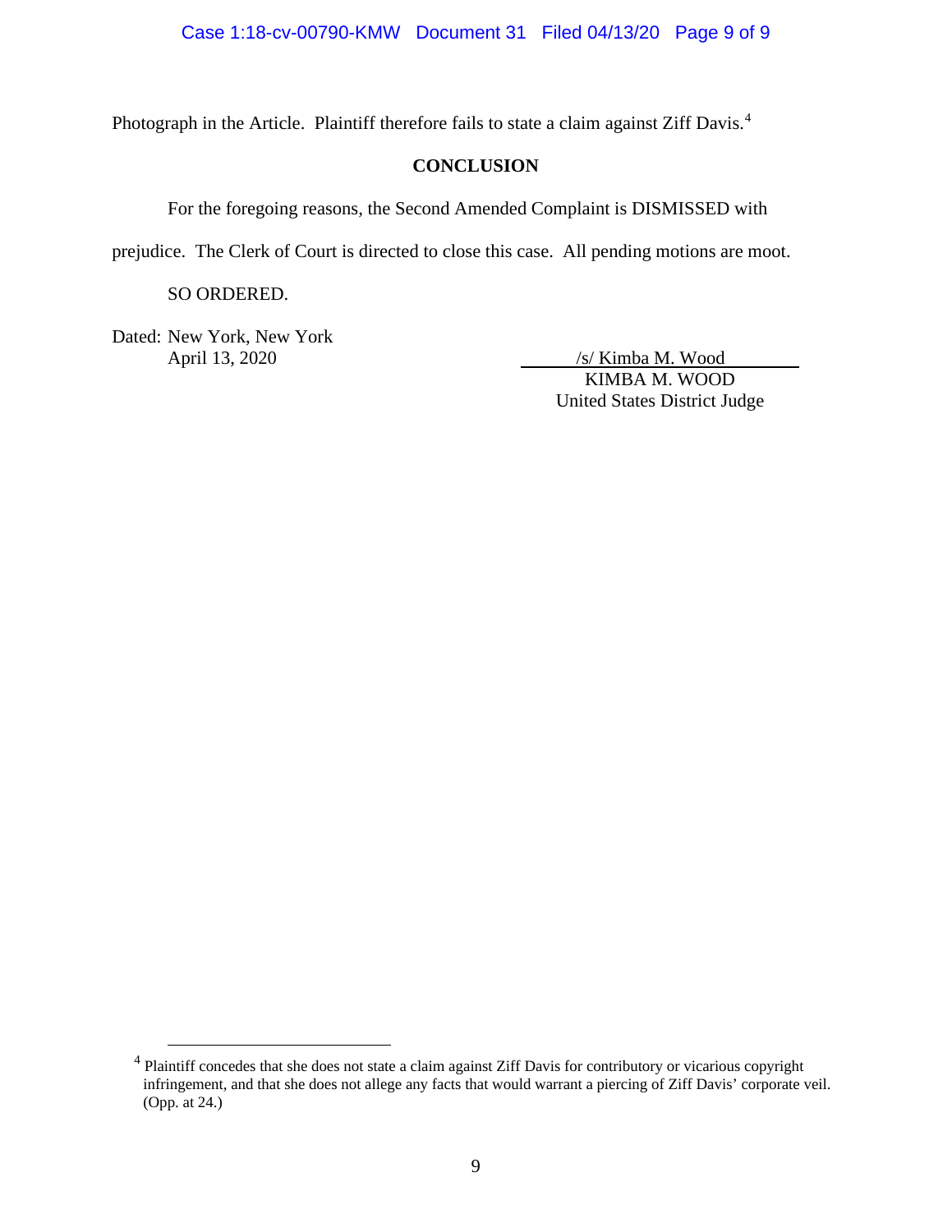Photograph in the Article. Plaintiff therefore fails to state a claim against Ziff Davis.[4]

## CONCLUSION

For the foregoing reasons, the Second Amended Complaint is DISMISSED with prejudice. The Clerk of Court is directed to close this case. All pending motions are moot.

SO ORDERED.

Dated: New York, New York
April 13, 2020

/s/ Kimba M. Wood
KIMBA M. WOOD
United States District Judge

[4] Plaintiff concedes that she does not state a claim against Ziff Davis for contributory or vicarious copyright infringement, and that she does not allege any facts that would warrant a piercing of Ziff Davis' corporate veil. (Opp. at 24.)